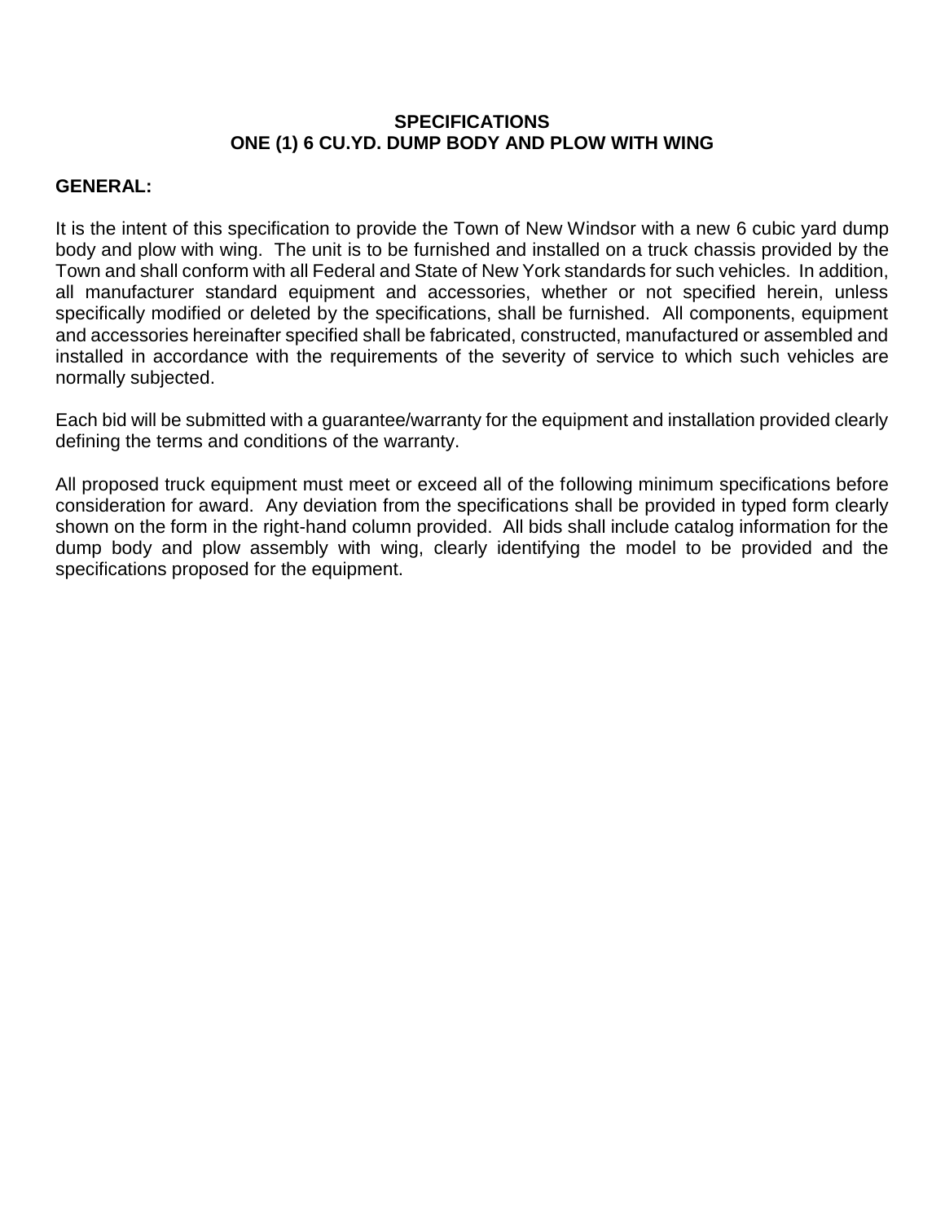# SPECIFICATIONS
# ONE (1) 6 CU.YD. DUMP BODY AND PLOW WITH WING

**GENERAL:**

It is the intent of this specification to provide the Town of New Windsor with a new 6 cubic yard dump body and plow with wing. The unit is to be furnished and installed on a truck chassis provided by the Town and shall conform with all Federal and State of New York standards for such vehicles. In addition, all manufacturer standard equipment and accessories, whether or not specified herein, unless specifically modified or deleted by the specifications, shall be furnished. All components, equipment and accessories hereinafter specified shall be fabricated, constructed, manufactured or assembled and installed in accordance with the requirements of the severity of service to which such vehicles are normally subjected.

Each bid will be submitted with a guarantee/warranty for the equipment and installation provided clearly defining the terms and conditions of the warranty.

All proposed truck equipment must meet or exceed all of the following minimum specifications before consideration for award. Any deviation from the specifications shall be provided in typed form clearly shown on the form in the right-hand column provided. All bids shall include catalog information for the dump body and plow assembly with wing, clearly identifying the model to be provided and the specifications proposed for the equipment.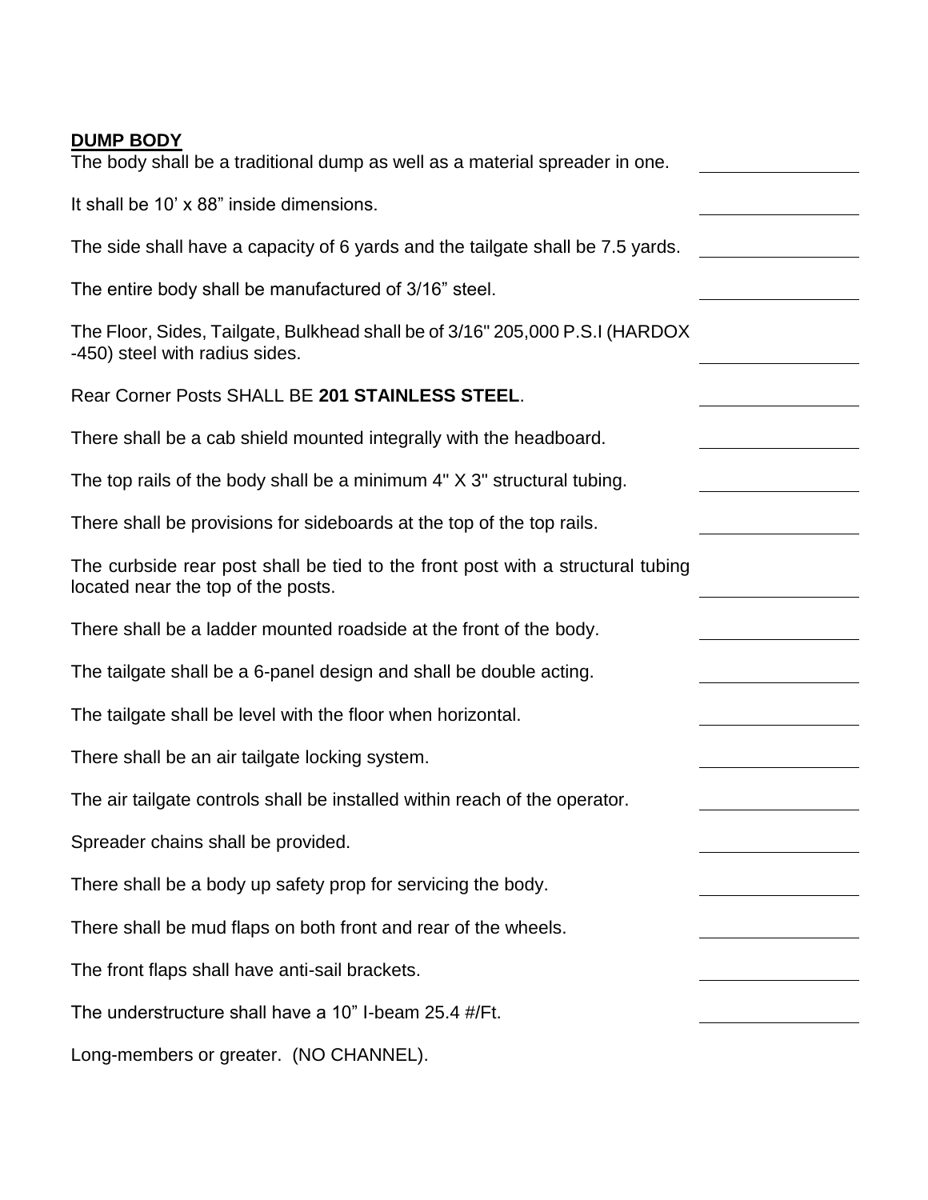**DUMP BODY**

The body shall be a traditional dump as well as a material spreader in one.

It shall be 10’ x 88” inside dimensions.

The side shall have a capacity of 6 yards and the tailgate shall be 7.5 yards.

The entire body shall be manufactured of 3/16” steel.

The Floor, Sides, Tailgate, Bulkhead shall be of 3/16" 205,000 P.S.I (HARDOX -450) steel with radius sides.

Rear Corner Posts SHALL BE **201 STAINLESS STEEL**.

There shall be a cab shield mounted integrally with the headboard.

The top rails of the body shall be a minimum 4" X 3" structural tubing.

There shall be provisions for sideboards at the top of the top rails.

The curbside rear post shall be tied to the front post with a structural tubing located near the top of the posts.

There shall be a ladder mounted roadside at the front of the body.

The tailgate shall be a 6-panel design and shall be double acting.

The tailgate shall be level with the floor when horizontal.

There shall be an air tailgate locking system.

The air tailgate controls shall be installed within reach of the operator.

Spreader chains shall be provided.

There shall be a body up safety prop for servicing the body.

There shall be mud flaps on both front and rear of the wheels.

The front flaps shall have anti-sail brackets.

The understructure shall have a 10” I-beam 25.4 #/Ft.

Long-members or greater. (NO CHANNEL).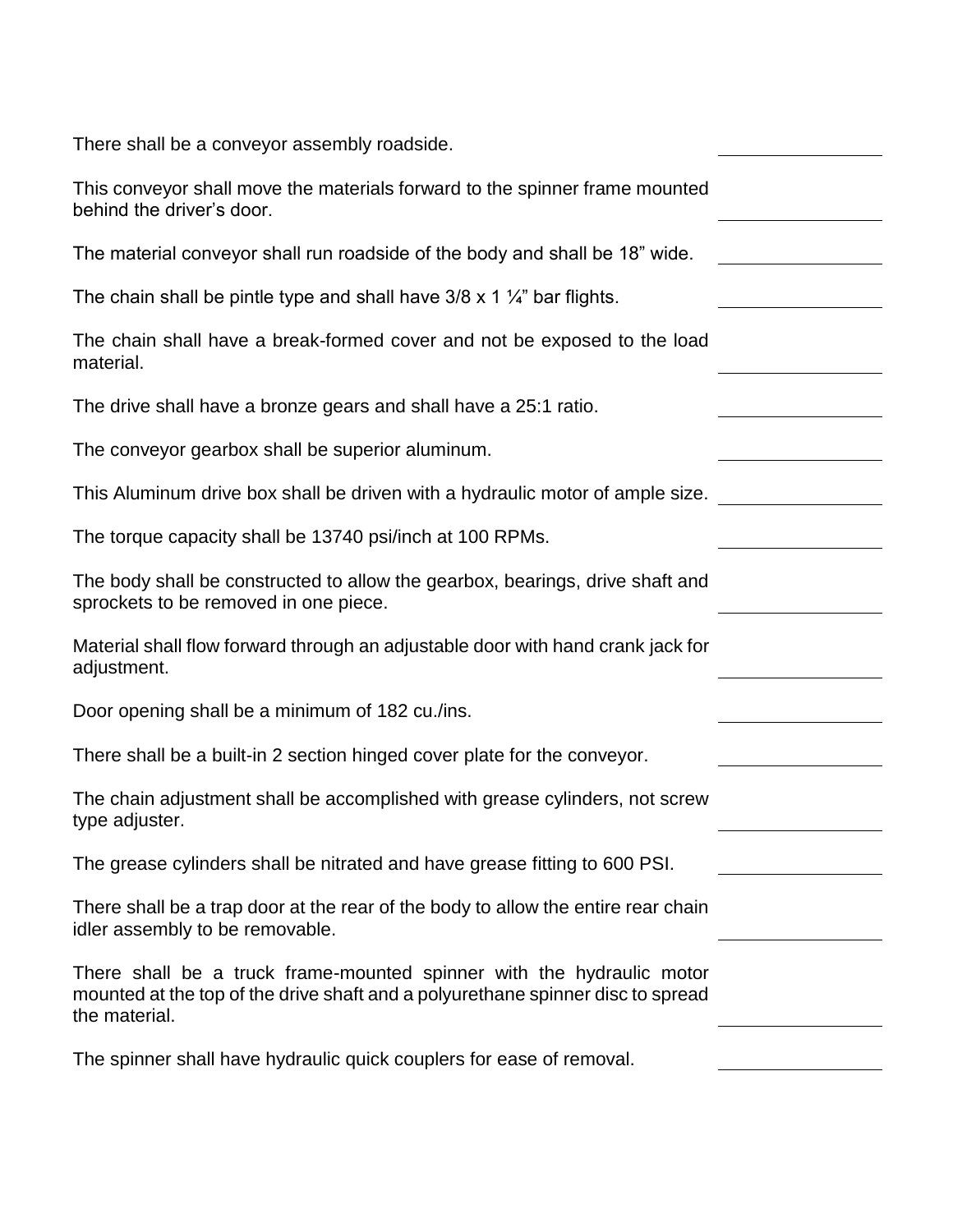There shall be a conveyor assembly roadside. \_\_\_\_\_\_\_\_\_\_\_\_\_\_\_\_

This conveyor shall move the materials forward to the spinner frame mounted behind the driver's door. \_\_\_\_\_\_\_\_\_\_\_\_\_\_\_\_

The material conveyor shall run roadside of the body and shall be 18" wide. \_\_\_\_\_\_\_\_\_\_\_\_\_\_\_\_

The chain shall be pintle type and shall have 3/8 x 1 ¼" bar flights. \_\_\_\_\_\_\_\_\_\_\_\_\_\_\_\_

The chain shall have a break-formed cover and not be exposed to the load material. \_\_\_\_\_\_\_\_\_\_\_\_\_\_\_\_

The drive shall have a bronze gears and shall have a 25:1 ratio. \_\_\_\_\_\_\_\_\_\_\_\_\_\_\_\_

The conveyor gearbox shall be superior aluminum. \_\_\_\_\_\_\_\_\_\_\_\_\_\_\_\_

This Aluminum drive box shall be driven with a hydraulic motor of ample size. \_\_\_\_\_\_\_\_\_\_\_\_\_\_\_\_

The torque capacity shall be 13740 psi/inch at 100 RPMs. \_\_\_\_\_\_\_\_\_\_\_\_\_\_\_\_

The body shall be constructed to allow the gearbox, bearings, drive shaft and sprockets to be removed in one piece. \_\_\_\_\_\_\_\_\_\_\_\_\_\_\_\_

Material shall flow forward through an adjustable door with hand crank jack for adjustment. \_\_\_\_\_\_\_\_\_\_\_\_\_\_\_\_

Door opening shall be a minimum of 182 cu./ins. \_\_\_\_\_\_\_\_\_\_\_\_\_\_\_\_

There shall be a built-in 2 section hinged cover plate for the conveyor. \_\_\_\_\_\_\_\_\_\_\_\_\_\_\_\_

The chain adjustment shall be accomplished with grease cylinders, not screw type adjuster. \_\_\_\_\_\_\_\_\_\_\_\_\_\_\_\_

The grease cylinders shall be nitrated and have grease fitting to 600 PSI. \_\_\_\_\_\_\_\_\_\_\_\_\_\_\_\_

There shall be a trap door at the rear of the body to allow the entire rear chain idler assembly to be removable. \_\_\_\_\_\_\_\_\_\_\_\_\_\_\_\_

There shall be a truck frame-mounted spinner with the hydraulic motor mounted at the top of the drive shaft and a polyurethane spinner disc to spread the material. \_\_\_\_\_\_\_\_\_\_\_\_\_\_\_\_

The spinner shall have hydraulic quick couplers for ease of removal. \_\_\_\_\_\_\_\_\_\_\_\_\_\_\_\_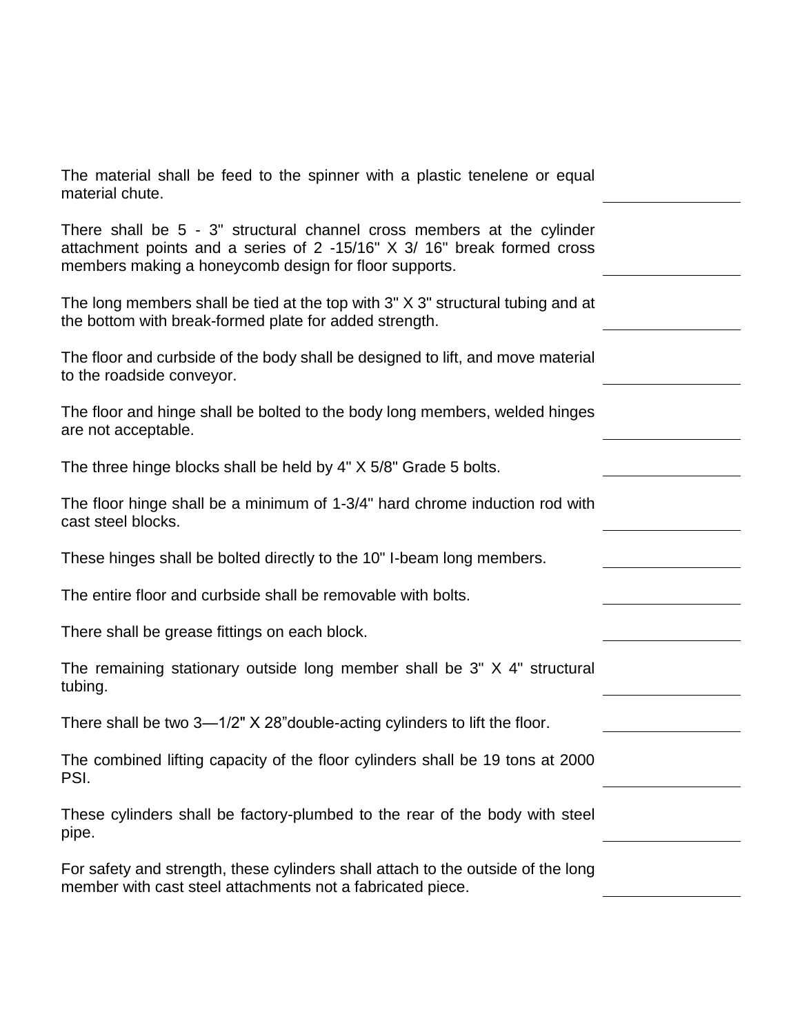The material shall be feed to the spinner with a plastic tenelene or equal material chute.

There shall be 5 - 3" structural channel cross members at the cylinder attachment points and a series of 2 -15/16" X 3/ 16" break formed cross members making a honeycomb design for floor supports.

The long members shall be tied at the top with 3" X 3" structural tubing and at the bottom with break-formed plate for added strength.

The floor and curbside of the body shall be designed to lift, and move material to the roadside conveyor.

The floor and hinge shall be bolted to the body long members, welded hinges are not acceptable.

The three hinge blocks shall be held by 4" X 5/8" Grade 5 bolts.

The floor hinge shall be a minimum of 1-3/4" hard chrome induction rod with cast steel blocks.

These hinges shall be bolted directly to the 10" I-beam long members.

The entire floor and curbside shall be removable with bolts.

There shall be grease fittings on each block.

The remaining stationary outside long member shall be 3" X 4" structural tubing.

There shall be two 3—1/2" X 28"double-acting cylinders to lift the floor.

The combined lifting capacity of the floor cylinders shall be 19 tons at 2000 PSI.

These cylinders shall be factory-plumbed to the rear of the body with steel pipe.

For safety and strength, these cylinders shall attach to the outside of the long member with cast steel attachments not a fabricated piece.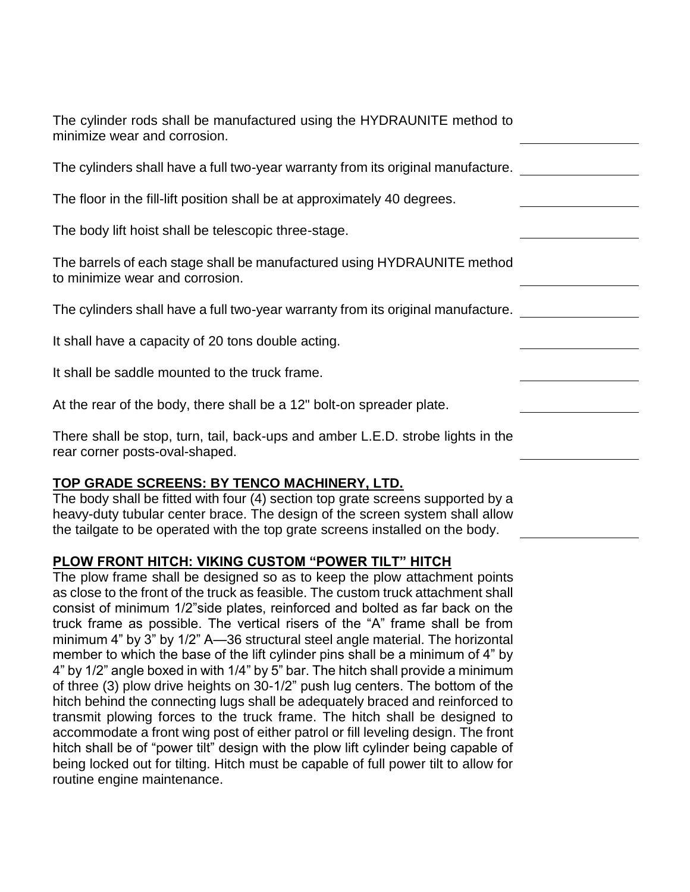The cylinder rods shall be manufactured using the HYDRAUNITE method to minimize wear and corrosion. ________________

The cylinders shall have a full two-year warranty from its original manufacture. ________________

The floor in the fill-lift position shall be at approximately 40 degrees. ________________

The body lift hoist shall be telescopic three-stage. ________________

The barrels of each stage shall be manufactured using HYDRAUNITE method to minimize wear and corrosion. ________________

The cylinders shall have a full two-year warranty from its original manufacture. ________________

It shall have a capacity of 20 tons double acting. ________________

It shall be saddle mounted to the truck frame. ________________

At the rear of the body, there shall be a 12" bolt-on spreader plate. ________________

There shall be stop, turn, tail, back-ups and amber L.E.D. strobe lights in the rear corner posts-oval-shaped. ________________

**TOP GRADE SCREENS: BY TENCO MACHINERY, LTD.**

The body shall be fitted with four (4) section top grate screens supported by a heavy-duty tubular center brace. The design of the screen system shall allow the tailgate to be operated with the top grate screens installed on the body. ________________

**PLOW FRONT HITCH: VIKING CUSTOM "POWER TILT" HITCH**

The plow frame shall be designed so as to keep the plow attachment points as close to the front of the truck as feasible. The custom truck attachment shall consist of minimum 1/2"side plates, reinforced and bolted as far back on the truck frame as possible. The vertical risers of the "A" frame shall be from minimum 4" by 3" by 1/2" A—36 structural steel angle material. The horizontal member to which the base of the lift cylinder pins shall be a minimum of 4" by 4" by 1/2" angle boxed in with 1/4" by 5" bar. The hitch shall provide a minimum of three (3) plow drive heights on 30-1/2" push lug centers. The bottom of the hitch behind the connecting lugs shall be adequately braced and reinforced to transmit plowing forces to the truck frame. The hitch shall be designed to accommodate a front wing post of either patrol or fill leveling design. The front hitch shall be of "power tilt" design with the plow lift cylinder being capable of being locked out for tilting. Hitch must be capable of full power tilt to allow for routine engine maintenance.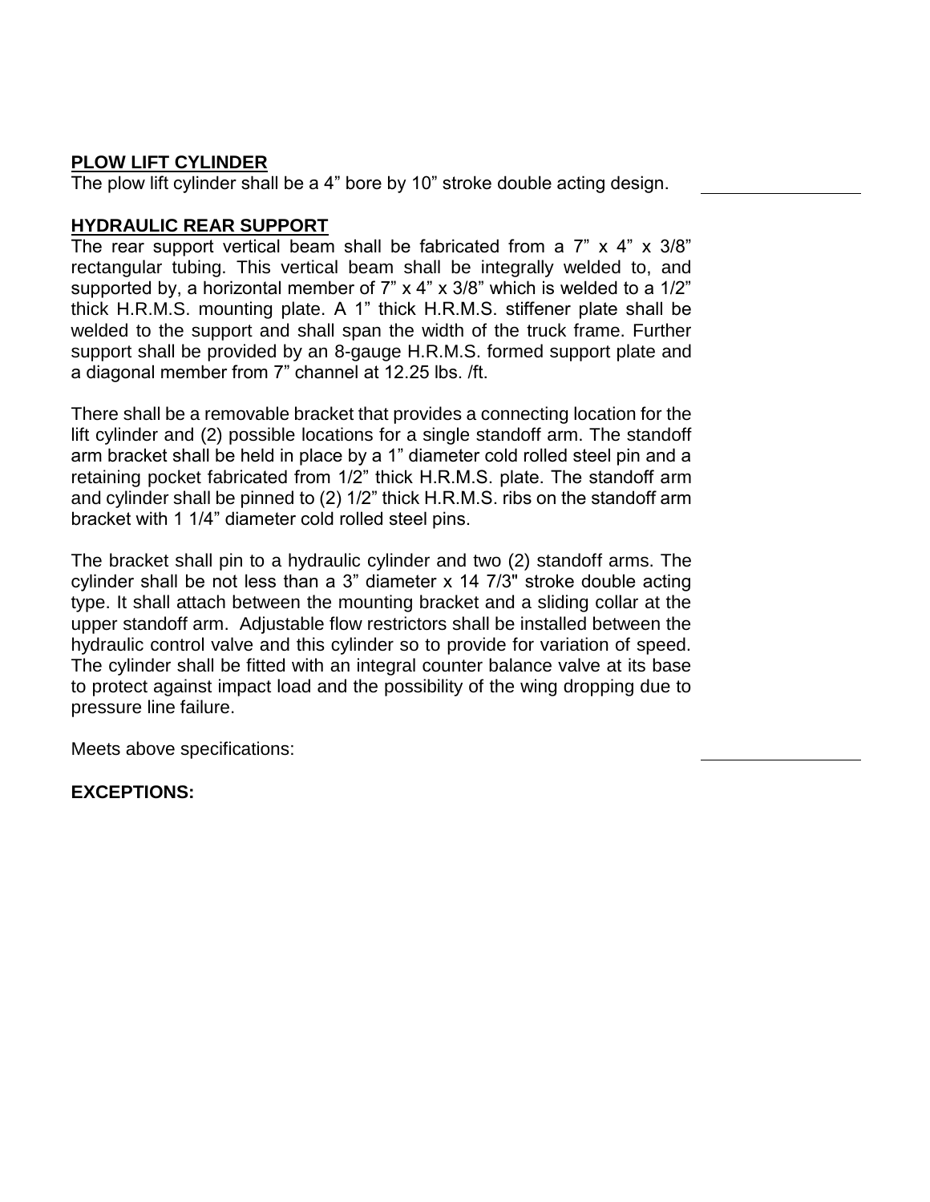**PLOW LIFT CYLINDER**

The plow lift cylinder shall be a 4” bore by 10” stroke double acting design. \_\_\_\_\_\_\_\_\_\_\_\_\_\_\_\_

**HYDRAULIC REAR SUPPORT**

The rear support vertical beam shall be fabricated from a 7” x 4” x 3/8” rectangular tubing. This vertical beam shall be integrally welded to, and supported by, a horizontal member of 7” x 4” x 3/8” which is welded to a 1/2” thick H.R.M.S. mounting plate. A 1” thick H.R.M.S. stiffener plate shall be welded to the support and shall span the width of the truck frame. Further support shall be provided by an 8-gauge H.R.M.S. formed support plate and a diagonal member from 7” channel at 12.25 lbs. /ft.

There shall be a removable bracket that provides a connecting location for the lift cylinder and (2) possible locations for a single standoff arm. The standoff arm bracket shall be held in place by a 1” diameter cold rolled steel pin and a retaining pocket fabricated from 1/2” thick H.R.M.S. plate. The standoff arm and cylinder shall be pinned to (2) 1/2” thick H.R.M.S. ribs on the standoff arm bracket with 1 1/4” diameter cold rolled steel pins.

The bracket shall pin to a hydraulic cylinder and two (2) standoff arms. The cylinder shall be not less than a 3” diameter x 14 7/3" stroke double acting type. It shall attach between the mounting bracket and a sliding collar at the upper standoff arm. Adjustable flow restrictors shall be installed between the hydraulic control valve and this cylinder so to provide for variation of speed. The cylinder shall be fitted with an integral counter balance valve at its base to protect against impact load and the possibility of the wing dropping due to pressure line failure.

Meets above specifications: \_\_\_\_\_\_\_\_\_\_\_\_\_\_\_\_

**EXCEPTIONS:**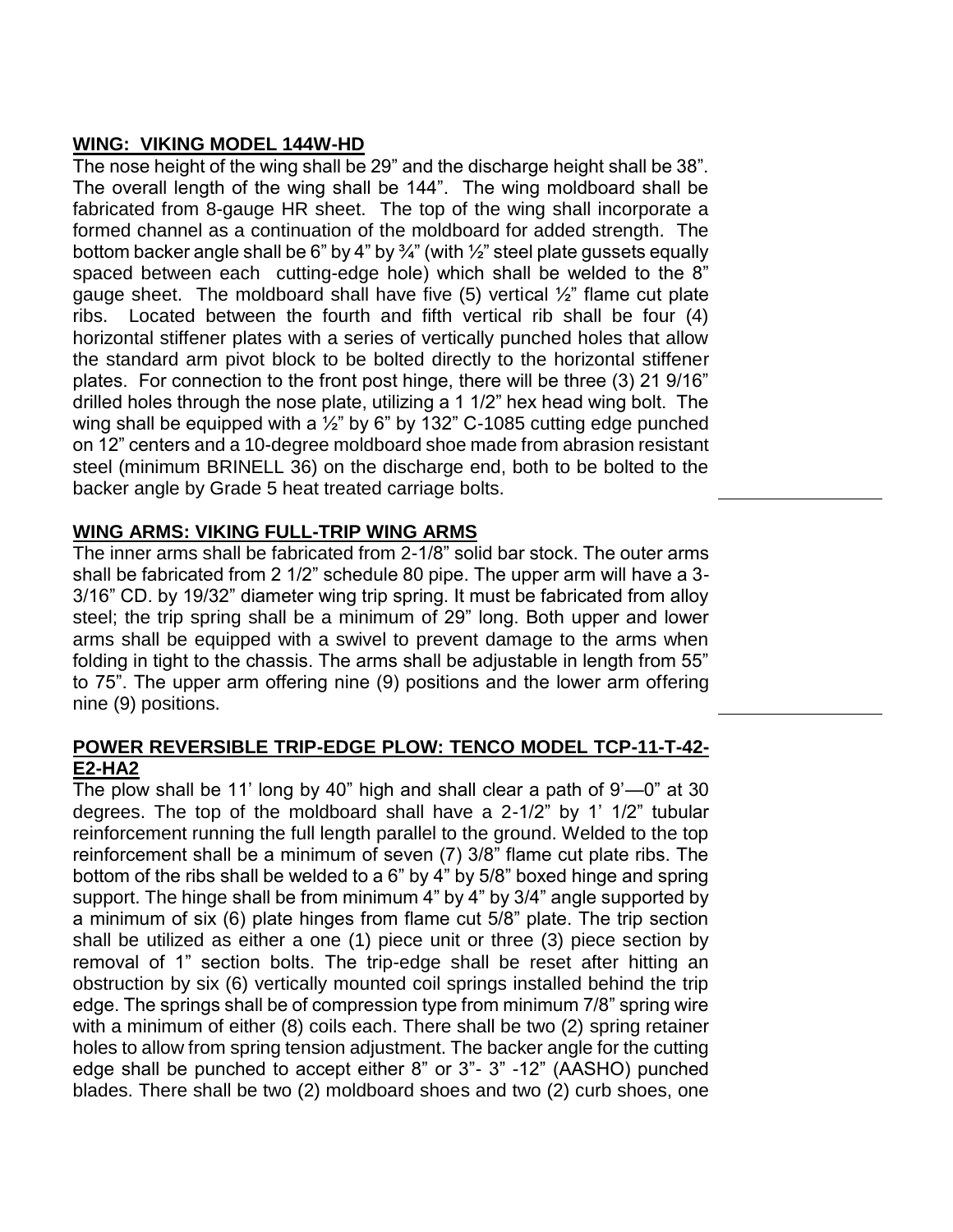**WING: VIKING MODEL 144W-HD**

The nose height of the wing shall be 29" and the discharge height shall be 38". The overall length of the wing shall be 144". The wing moldboard shall be fabricated from 8-gauge HR sheet. The top of the wing shall incorporate a formed channel as a continuation of the moldboard for added strength. The bottom backer angle shall be 6" by 4" by ¾" (with ½" steel plate gussets equally spaced between each cutting-edge hole) which shall be welded to the 8" gauge sheet. The moldboard shall have five (5) vertical ½" flame cut plate ribs. Located between the fourth and fifth vertical rib shall be four (4) horizontal stiffener plates with a series of vertically punched holes that allow the standard arm pivot block to be bolted directly to the horizontal stiffener plates. For connection to the front post hinge, there will be three (3) 21 9/16" drilled holes through the nose plate, utilizing a 1 1/2" hex head wing bolt. The wing shall be equipped with a ½" by 6" by 132" C-1085 cutting edge punched on 12" centers and a 10-degree moldboard shoe made from abrasion resistant steel (minimum BRINELL 36) on the discharge end, both to be bolted to the backer angle by Grade 5 heat treated carriage bolts.

\_\_\_\_\_\_\_\_\_\_\_\_\_\_\_\_

**WING ARMS: VIKING FULL-TRIP WING ARMS**

The inner arms shall be fabricated from 2-1/8" solid bar stock. The outer arms shall be fabricated from 2 1/2" schedule 80 pipe. The upper arm will have a 3-3/16" CD. by 19/32" diameter wing trip spring. It must be fabricated from alloy steel; the trip spring shall be a minimum of 29" long. Both upper and lower arms shall be equipped with a swivel to prevent damage to the arms when folding in tight to the chassis. The arms shall be adjustable in length from 55" to 75". The upper arm offering nine (9) positions and the lower arm offering nine (9) positions.

\_\_\_\_\_\_\_\_\_\_\_\_\_\_\_\_

**POWER REVERSIBLE TRIP-EDGE PLOW: TENCO MODEL TCP-11-T-42-E2-HA2**

The plow shall be 11' long by 40" high and shall clear a path of 9'—0" at 30 degrees. The top of the moldboard shall have a 2-1/2" by 1' 1/2" tubular reinforcement running the full length parallel to the ground. Welded to the top reinforcement shall be a minimum of seven (7) 3/8" flame cut plate ribs. The bottom of the ribs shall be welded to a 6" by 4" by 5/8" boxed hinge and spring support. The hinge shall be from minimum 4" by 4" by 3/4" angle supported by a minimum of six (6) plate hinges from flame cut 5/8" plate. The trip section shall be utilized as either a one (1) piece unit or three (3) piece section by removal of 1" section bolts. The trip-edge shall be reset after hitting an obstruction by six (6) vertically mounted coil springs installed behind the trip edge. The springs shall be of compression type from minimum 7/8" spring wire with a minimum of either (8) coils each. There shall be two (2) spring retainer holes to allow from spring tension adjustment. The backer angle for the cutting edge shall be punched to accept either 8" or 3"- 3" -12" (AASHO) punched blades. There shall be two (2) moldboard shoes and two (2) curb shoes, one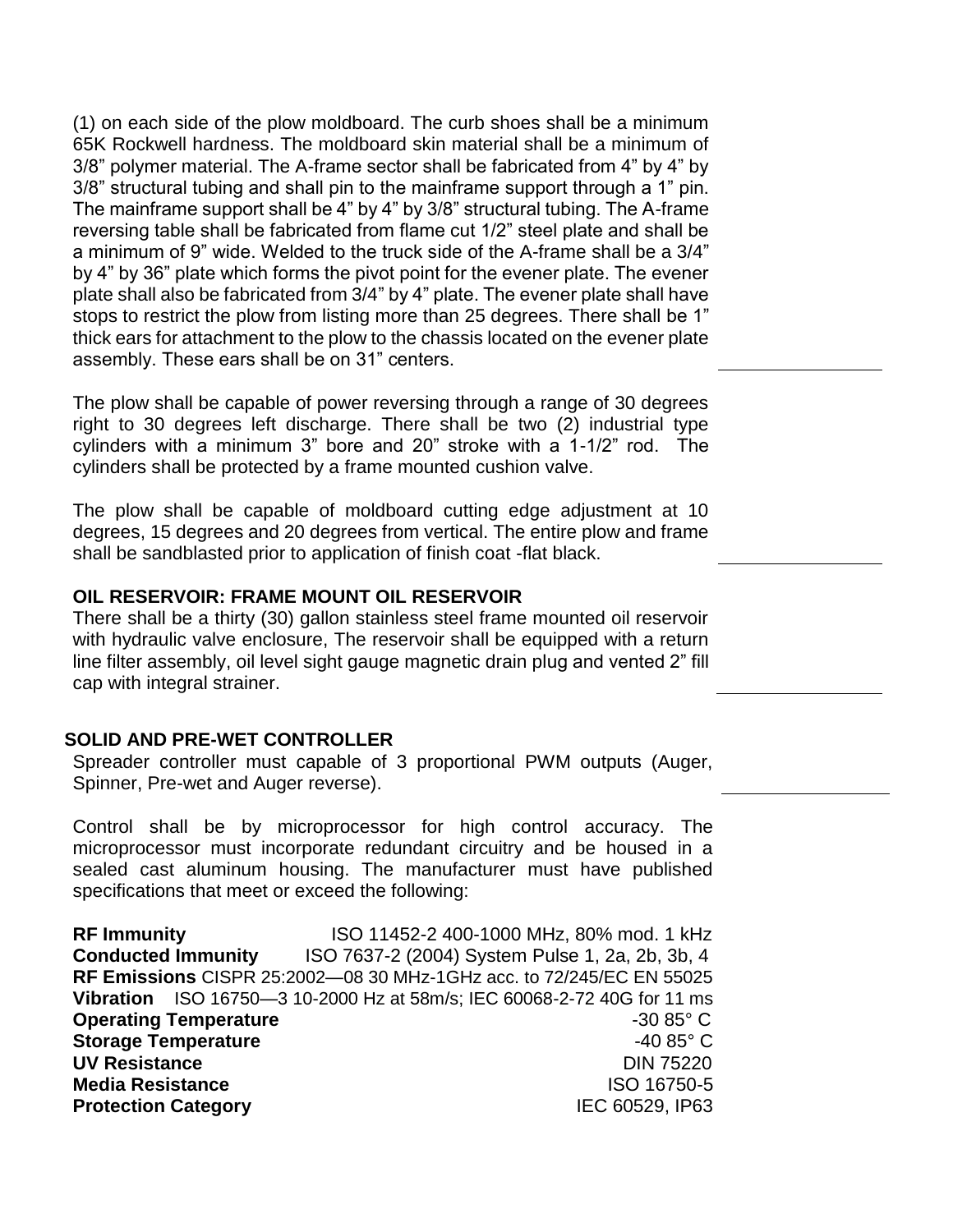(1) on each side of the plow moldboard. The curb shoes shall be a minimum 65K Rockwell hardness. The moldboard skin material shall be a minimum of 3/8" polymer material. The A-frame sector shall be fabricated from 4" by 4" by 3/8" structural tubing and shall pin to the mainframe support through a 1" pin. The mainframe support shall be 4" by 4" by 3/8" structural tubing. The A-frame reversing table shall be fabricated from flame cut 1/2" steel plate and shall be a minimum of 9" wide. Welded to the truck side of the A-frame shall be a 3/4" by 4" by 36" plate which forms the pivot point for the evener plate. The evener plate shall also be fabricated from 3/4" by 4" plate. The evener plate shall have stops to restrict the plow from listing more than 25 degrees. There shall be 1" thick ears for attachment to the plow to the chassis located on the evener plate assembly. These ears shall be on 31" centers.

The plow shall be capable of power reversing through a range of 30 degrees right to 30 degrees left discharge. There shall be two (2) industrial type cylinders with a minimum 3" bore and 20" stroke with a 1-1/2" rod. The cylinders shall be protected by a frame mounted cushion valve.

The plow shall be capable of moldboard cutting edge adjustment at 10 degrees, 15 degrees and 20 degrees from vertical. The entire plow and frame shall be sandblasted prior to application of finish coat -flat black.

**OIL RESERVOIR: FRAME MOUNT OIL RESERVOIR**

There shall be a thirty (30) gallon stainless steel frame mounted oil reservoir with hydraulic valve enclosure, The reservoir shall be equipped with a return line filter assembly, oil level sight gauge magnetic drain plug and vented 2" fill cap with integral strainer.

**SOLID AND PRE-WET CONTROLLER**

Spreader controller must capable of 3 proportional PWM outputs (Auger, Spinner, Pre-wet and Auger reverse).

Control shall be by microprocessor for high control accuracy. The microprocessor must incorporate redundant circuitry and be housed in a sealed cast aluminum housing. The manufacturer must have published specifications that meet or exceed the following:

**RF Immunity** ISO 11452-2 400-1000 MHz, 80% mod. 1 kHz
**Conducted Immunity** ISO 7637-2 (2004) System Pulse 1, 2a, 2b, 3b, 4
**RF Emissions** CISPR 25:2002—08 30 MHz-1GHz acc. to 72/245/EC EN 55025
**Vibration** ISO 16750—3 10-2000 Hz at 58m/s; IEC 60068-2-72 40G for 11 ms
**Operating Temperature** -30 85° C
**Storage Temperature** -40 85° C
**UV Resistance** DIN 75220
**Media Resistance** ISO 16750-5
**Protection Category** IEC 60529, IP63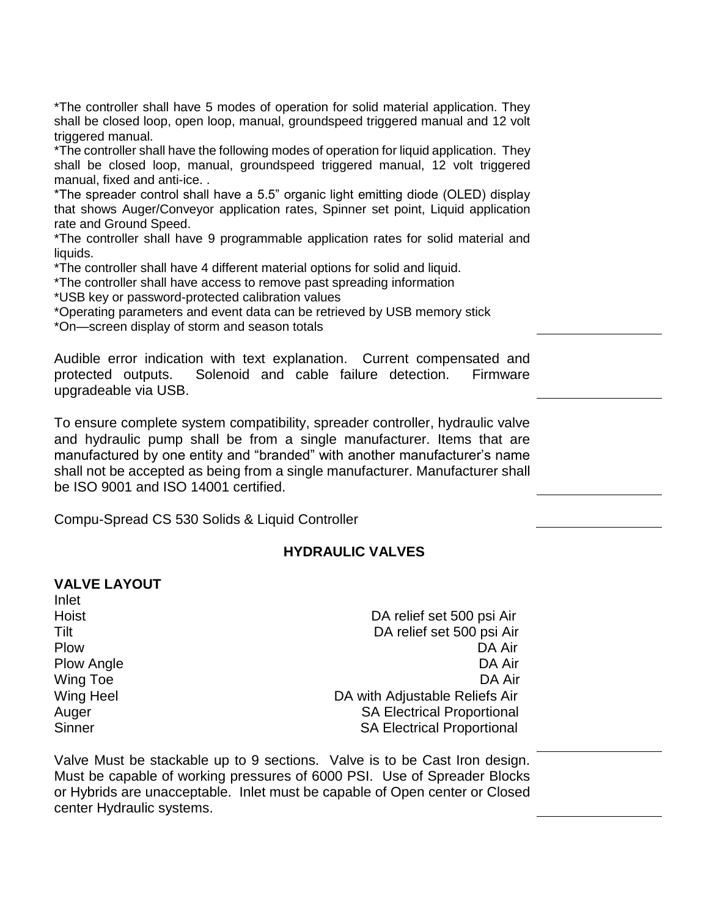*The controller shall have 5 modes of operation for solid material application. They shall be closed loop, open loop, manual, groundspeed triggered manual and 12 volt triggered manual.
*The controller shall have the following modes of operation for liquid application. They shall be closed loop, manual, groundspeed triggered manual, 12 volt triggered manual, fixed and anti-ice. .
*The spreader control shall have a 5.5" organic light emitting diode (OLED) display that shows Auger/Conveyor application rates, Spinner set point, Liquid application rate and Ground Speed.
*The controller shall have 9 programmable application rates for solid material and liquids.
*The controller shall have 4 different material options for solid and liquid.
*The controller shall have access to remove past spreading information
*USB key or password-protected calibration values
*Operating parameters and event data can be retrieved by USB memory stick
*On—screen display of storm and season totals _______________

Audible error indication with text explanation. Current compensated and protected outputs. Solenoid and cable failure detection. Firmware upgradeable via USB. _______________

To ensure complete system compatibility, spreader controller, hydraulic valve and hydraulic pump shall be from a single manufacturer. Items that are manufactured by one entity and "branded" with another manufacturer's name shall not be accepted as being from a single manufacturer. Manufacturer shall be ISO 9001 and ISO 14001 certified. _______________

Compu-Spread CS 530 Solids & Liquid Controller _______________

## HYDRAULIC VALVES

**VALVE LAYOUT**

| | |
|---|---|
| Inlet | |
| Hoist | DA relief set 500 psi Air |
| Tilt | DA relief set 500 psi Air |
| Plow | DA Air |
| Plow Angle | DA Air |
| Wing Toe | DA Air |
| Wing Heel | DA with Adjustable Reliefs Air |
| Auger | SA Electrical Proportional |
| Sinner | SA Electrical Proportional |

_______________

Valve Must be stackable up to 9 sections. Valve is to be Cast Iron design. Must be capable of working pressures of 6000 PSI. Use of Spreader Blocks or Hybrids are unacceptable. Inlet must be capable of Open center or Closed center Hydraulic systems. _______________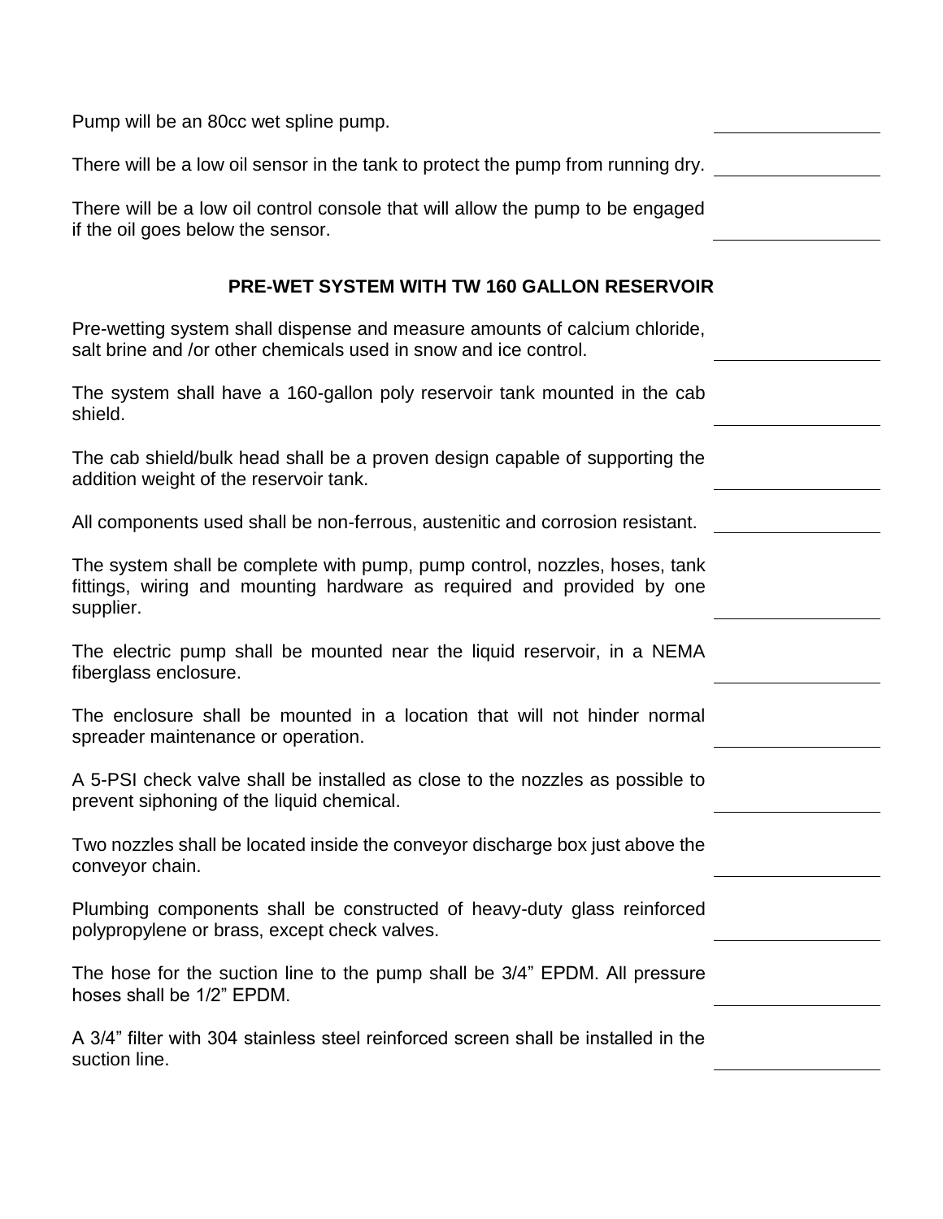Pump will be an 80cc wet spline pump. \_\_\_\_\_\_\_\_\_\_

There will be a low oil sensor in the tank to protect the pump from running dry. \_\_\_\_\_\_\_\_\_\_

There will be a low oil control console that will allow the pump to be engaged if the oil goes below the sensor. \_\_\_\_\_\_\_\_\_\_

## PRE-WET SYSTEM WITH TW 160 GALLON RESERVOIR

Pre-wetting system shall dispense and measure amounts of calcium chloride, salt brine and /or other chemicals used in snow and ice control. \_\_\_\_\_\_\_\_\_\_

The system shall have a 160-gallon poly reservoir tank mounted in the cab shield. \_\_\_\_\_\_\_\_\_\_

The cab shield/bulk head shall be a proven design capable of supporting the addition weight of the reservoir tank. \_\_\_\_\_\_\_\_\_\_

All components used shall be non-ferrous, austenitic and corrosion resistant. \_\_\_\_\_\_\_\_\_\_

The system shall be complete with pump, pump control, nozzles, hoses, tank fittings, wiring and mounting hardware as required and provided by one supplier. \_\_\_\_\_\_\_\_\_\_

The electric pump shall be mounted near the liquid reservoir, in a NEMA fiberglass enclosure. \_\_\_\_\_\_\_\_\_\_

The enclosure shall be mounted in a location that will not hinder normal spreader maintenance or operation. \_\_\_\_\_\_\_\_\_\_

A 5-PSI check valve shall be installed as close to the nozzles as possible to prevent siphoning of the liquid chemical. \_\_\_\_\_\_\_\_\_\_

Two nozzles shall be located inside the conveyor discharge box just above the conveyor chain. \_\_\_\_\_\_\_\_\_\_

Plumbing components shall be constructed of heavy-duty glass reinforced polypropylene or brass, except check valves. \_\_\_\_\_\_\_\_\_\_

The hose for the suction line to the pump shall be 3/4” EPDM. All pressure hoses shall be 1/2” EPDM. \_\_\_\_\_\_\_\_\_\_

A 3/4” filter with 304 stainless steel reinforced screen shall be installed in the suction line. \_\_\_\_\_\_\_\_\_\_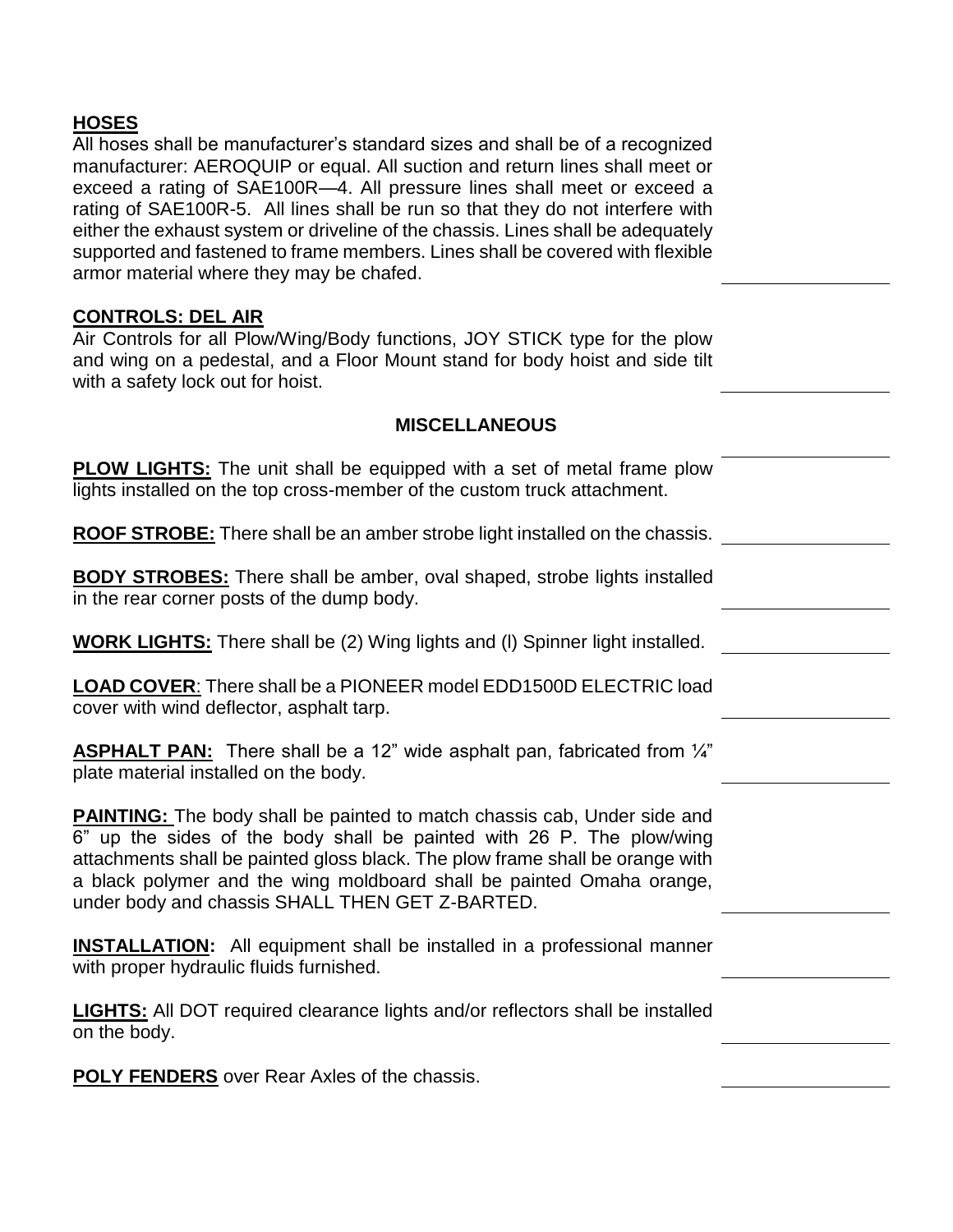**HOSES**

All hoses shall be manufacturer's standard sizes and shall be of a recognized manufacturer: AEROQUIP or equal. All suction and return lines shall meet or exceed a rating of SAE100R—4. All pressure lines shall meet or exceed a rating of SAE100R-5. All lines shall be run so that they do not interfere with either the exhaust system or driveline of the chassis. Lines shall be adequately supported and fastened to frame members. Lines shall be covered with flexible armor material where they may be chafed. \_\_\_\_\_\_\_\_\_\_\_\_\_\_\_\_

**CONTROLS: DEL AIR**

Air Controls for all Plow/Wing/Body functions, JOY STICK type for the plow and wing on a pedestal, and a Floor Mount stand for body hoist and side tilt with a safety lock out for hoist. \_\_\_\_\_\_\_\_\_\_\_\_\_\_\_\_

**MISCELLANEOUS**

**PLOW LIGHTS:** The unit shall be equipped with a set of metal frame plow lights installed on the top cross-member of the custom truck attachment. \_\_\_\_\_\_\_\_\_\_\_\_\_\_\_\_

**ROOF STROBE:** There shall be an amber strobe light installed on the chassis. \_\_\_\_\_\_\_\_\_\_\_\_\_\_\_\_

**BODY STROBES:** There shall be amber, oval shaped, strobe lights installed in the rear corner posts of the dump body. \_\_\_\_\_\_\_\_\_\_\_\_\_\_\_\_

**WORK LIGHTS:** There shall be (2) Wing lights and (l) Spinner light installed. \_\_\_\_\_\_\_\_\_\_\_\_\_\_\_\_

**LOAD COVER**: There shall be a PIONEER model EDD1500D ELECTRIC load cover with wind deflector, asphalt tarp. \_\_\_\_\_\_\_\_\_\_\_\_\_\_\_\_

**ASPHALT PAN:** There shall be a 12" wide asphalt pan, fabricated from ¼" plate material installed on the body. \_\_\_\_\_\_\_\_\_\_\_\_\_\_\_\_

**PAINTING:** The body shall be painted to match chassis cab, Under side and 6" up the sides of the body shall be painted with 26 P. The plow/wing attachments shall be painted gloss black. The plow frame shall be orange with a black polymer and the wing moldboard shall be painted Omaha orange, under body and chassis SHALL THEN GET Z-BARTED. \_\_\_\_\_\_\_\_\_\_\_\_\_\_\_\_

**INSTALLATION:** All equipment shall be installed in a professional manner with proper hydraulic fluids furnished. \_\_\_\_\_\_\_\_\_\_\_\_\_\_\_\_

**LIGHTS:** All DOT required clearance lights and/or reflectors shall be installed on the body. \_\_\_\_\_\_\_\_\_\_\_\_\_\_\_\_

**POLY FENDERS** over Rear Axles of the chassis. \_\_\_\_\_\_\_\_\_\_\_\_\_\_\_\_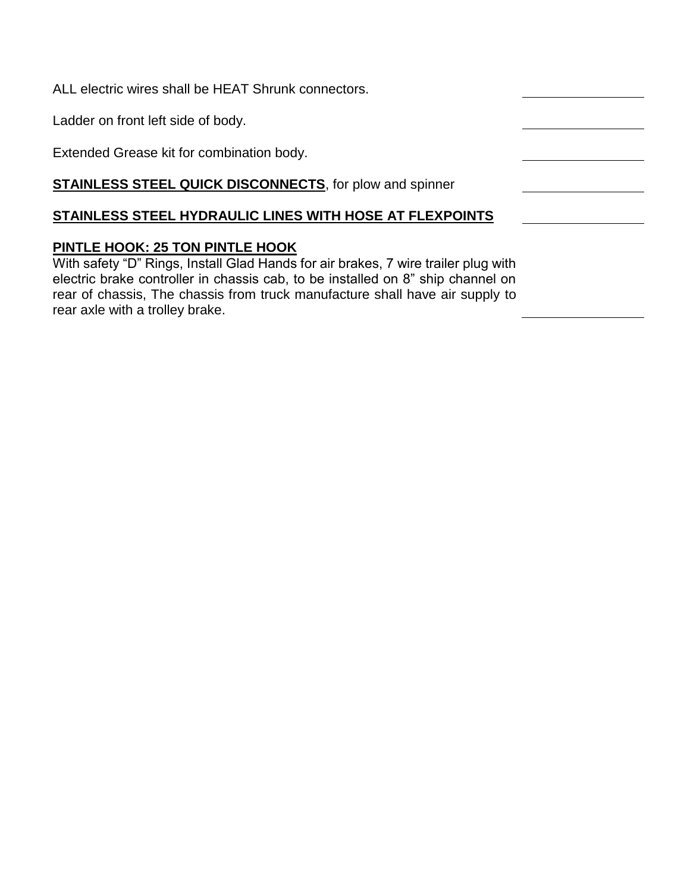ALL electric wires shall be HEAT Shrunk connectors. \_\_\_\_\_\_\_\_\_\_\_\_

Ladder on front left side of body. \_\_\_\_\_\_\_\_\_\_\_\_

Extended Grease kit for combination body. \_\_\_\_\_\_\_\_\_\_\_\_

**STAINLESS STEEL QUICK DISCONNECTS**, for plow and spinner \_\_\_\_\_\_\_\_\_\_\_\_

**STAINLESS STEEL HYDRAULIC LINES WITH HOSE AT FLEXPOINTS** \_\_\_\_\_\_\_\_\_\_\_\_

**PINTLE HOOK: 25 TON PINTLE HOOK**

With safety "D" Rings, Install Glad Hands for air brakes, 7 wire trailer plug with electric brake controller in chassis cab, to be installed on 8" ship channel on rear of chassis, The chassis from truck manufacture shall have air supply to rear axle with a trolley brake. \_\_\_\_\_\_\_\_\_\_\_\_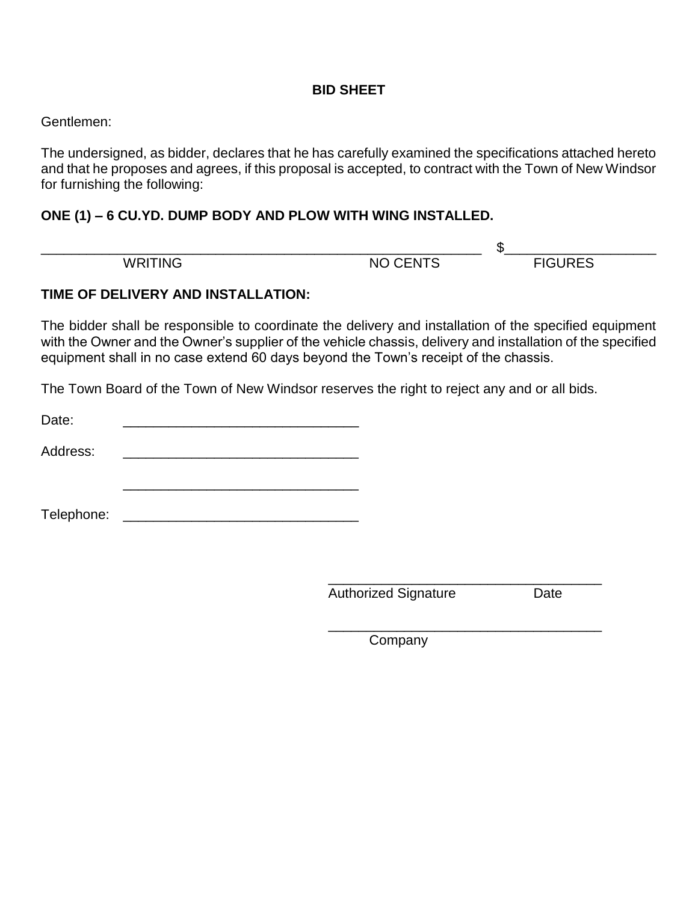**BID SHEET**

Gentlemen:

The undersigned, as bidder, declares that he has carefully examined the specifications attached hereto and that he proposes and agrees, if this proposal is accepted, to contract with the Town of New Windsor for furnishing the following:

**ONE (1) – 6 CU.YD. DUMP BODY AND PLOW WITH WING INSTALLED.**

_____________________________________________________________ $____________________

WRITING                                        NO CENTS                    FIGURES

**TIME OF DELIVERY AND INSTALLATION:**

The bidder shall be responsible to coordinate the delivery and installation of the specified equipment with the Owner and the Owner's supplier of the vehicle chassis, delivery and installation of the specified equipment shall in no case extend 60 days beyond the Town's receipt of the chassis.

The Town Board of the Town of New Windsor reserves the right to reject any and or all bids.

Date: _______________________________

Address: _______________________________

_______________________________

Telephone: _______________________________

_____________________________________

Authorized Signature                    Date

_____________________________________

Company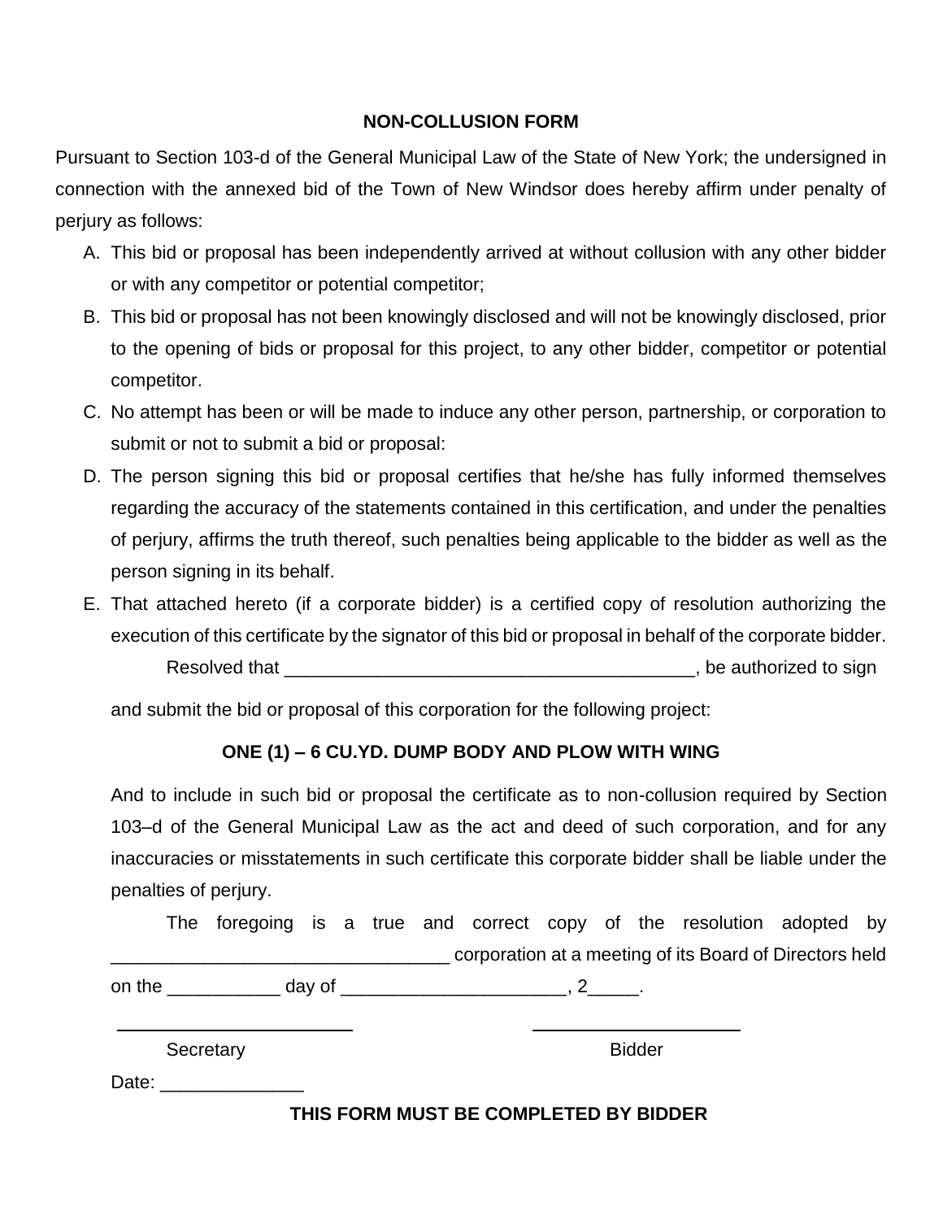**NON-COLLUSION FORM**

Pursuant to Section 103-d of the General Municipal Law of the State of New York; the undersigned in connection with the annexed bid of the Town of New Windsor does hereby affirm under penalty of perjury as follows:

A. This bid or proposal has been independently arrived at without collusion with any other bidder or with any competitor or potential competitor;
B. This bid or proposal has not been knowingly disclosed and will not be knowingly disclosed, prior to the opening of bids or proposal for this project, to any other bidder, competitor or potential competitor.
C. No attempt has been or will be made to induce any other person, partnership, or corporation to submit or not to submit a bid or proposal:
D. The person signing this bid or proposal certifies that he/she has fully informed themselves regarding the accuracy of the statements contained in this certification, and under the penalties of perjury, affirms the truth thereof, such penalties being applicable to the bidder as well as the person signing in its behalf.
E. That attached hereto (if a corporate bidder) is a certified copy of resolution authorizing the execution of this certificate by the signator of this bid or proposal in behalf of the corporate bidder.

Resolved that __________________________________________, be authorized to sign and submit the bid or proposal of this corporation for the following project:

**ONE (1) – 6 CU.YD. DUMP BODY AND PLOW WITH WING**

And to include in such bid or proposal the certificate as to non-collusion required by Section 103–d of the General Municipal Law as the act and deed of such corporation, and for any inaccuracies or misstatements in such certificate this corporate bidder shall be liable under the penalties of perjury.

The foregoing is a true and correct copy of the resolution adopted by __________________________________ corporation at a meeting of its Board of Directors held on the ___________ day of ______________________, 2_____.

_________________________ _________________________

Secretary Bidder

Date: ______________

**THIS FORM MUST BE COMPLETED BY BIDDER**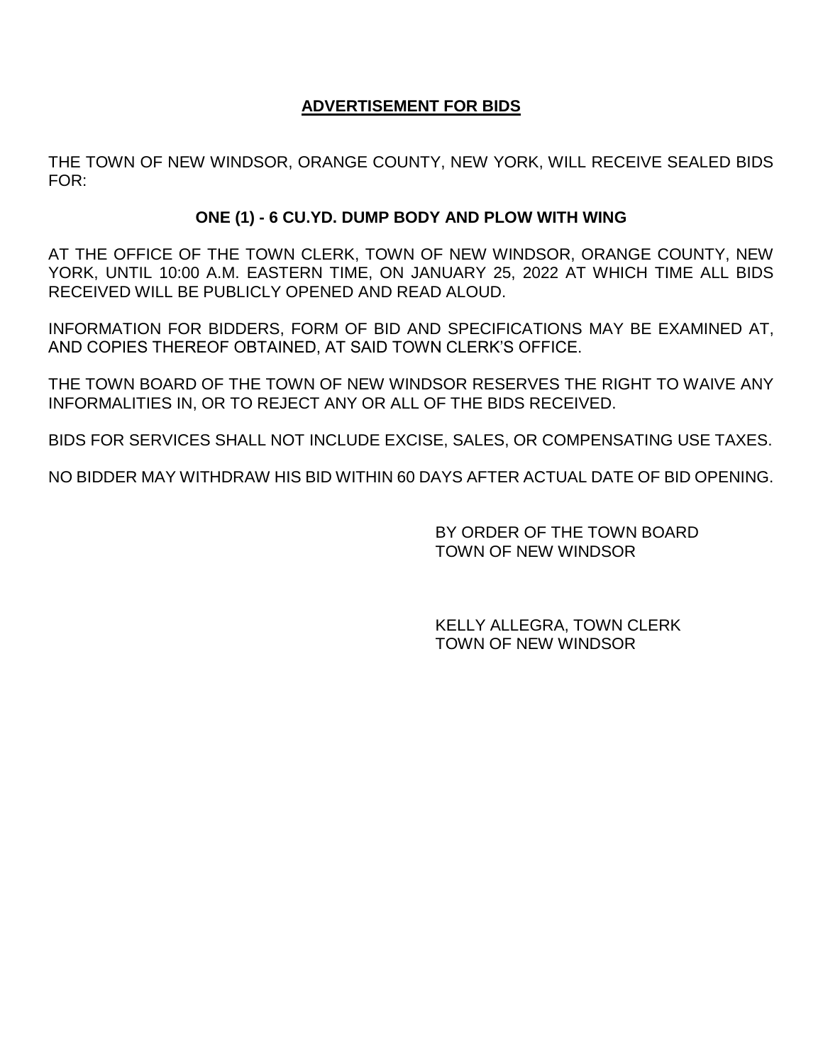## ADVERTISEMENT FOR BIDS

THE TOWN OF NEW WINDSOR, ORANGE COUNTY, NEW YORK, WILL RECEIVE SEALED BIDS FOR:

**ONE (1) - 6 CU.YD. DUMP BODY AND PLOW WITH WING**

AT THE OFFICE OF THE TOWN CLERK, TOWN OF NEW WINDSOR, ORANGE COUNTY, NEW YORK, UNTIL 10:00 A.M. EASTERN TIME, ON JANUARY 25, 2022 AT WHICH TIME ALL BIDS RECEIVED WILL BE PUBLICLY OPENED AND READ ALOUD.

INFORMATION FOR BIDDERS, FORM OF BID AND SPECIFICATIONS MAY BE EXAMINED AT, AND COPIES THEREOF OBTAINED, AT SAID TOWN CLERK'S OFFICE.

THE TOWN BOARD OF THE TOWN OF NEW WINDSOR RESERVES THE RIGHT TO WAIVE ANY INFORMALITIES IN, OR TO REJECT ANY OR ALL OF THE BIDS RECEIVED.

BIDS FOR SERVICES SHALL NOT INCLUDE EXCISE, SALES, OR COMPENSATING USE TAXES.

NO BIDDER MAY WITHDRAW HIS BID WITHIN 60 DAYS AFTER ACTUAL DATE OF BID OPENING.

BY ORDER OF THE TOWN BOARD
TOWN OF NEW WINDSOR

KELLY ALLEGRA, TOWN CLERK
TOWN OF NEW WINDSOR